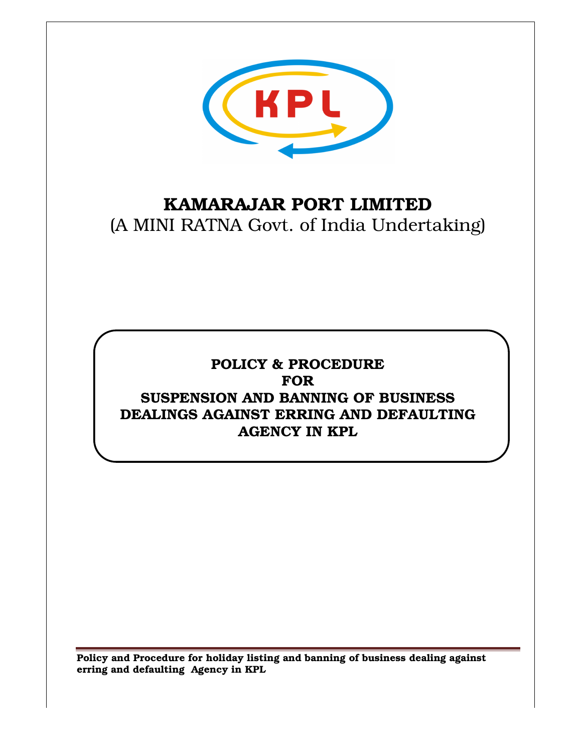# KAMARAJAR PORT LIMITED

(A MINI RATNA Govt. of India Undertaking)

**POLICY & PROCEDURE**
**FOR**
**SUSPENSION AND BANNING OF BUSINESS DEALINGS AGAINST ERRING AND DEFAULTING AGENCY IN KPL**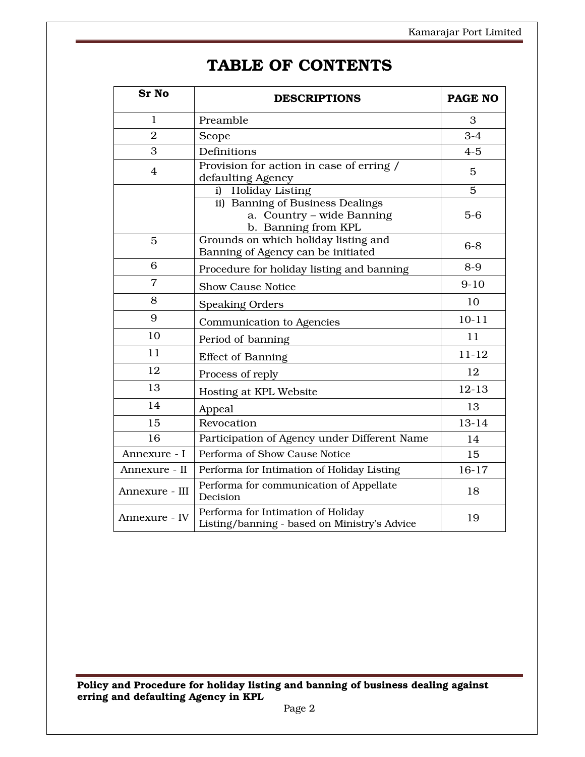# TABLE OF CONTENTS

| Sr No | DESCRIPTIONS | PAGE NO |
|---|---|---|
| 1 | Preamble | 3 |
| 2 | Scope | 3-4 |
| 3 | Definitions | 4-5 |
| 4 | Provision for action in case of erring / defaulting Agency | 5 |
| | i) Holiday Listing | 5 |
| | ii) Banning of Business Dealings<br>a. Country – wide Banning<br>b. Banning from KPL | 5-6 |
| 5 | Grounds on which holiday listing and Banning of Agency can be initiated | 6-8 |
| 6 | Procedure for holiday listing and banning | 8-9 |
| 7 | Show Cause Notice | 9-10 |
| 8 | Speaking Orders | 10 |
| 9 | Communication to Agencies | 10-11 |
| 10 | Period of banning | 11 |
| 11 | Effect of Banning | 11-12 |
| 12 | Process of reply | 12 |
| 13 | Hosting at KPL Website | 12-13 |
| 14 | Appeal | 13 |
| 15 | Revocation | 13-14 |
| 16 | Participation of Agency under Different Name | 14 |
| Annexure - I | Performa of Show Cause Notice | 15 |
| Annexure - II | Performa for Intimation of Holiday Listing | 16-17 |
| Annexure - III | Performa for communication of Appellate Decision | 18 |
| Annexure - IV | Performa for Intimation of Holiday Listing/banning - based on Ministry's Advice | 19 |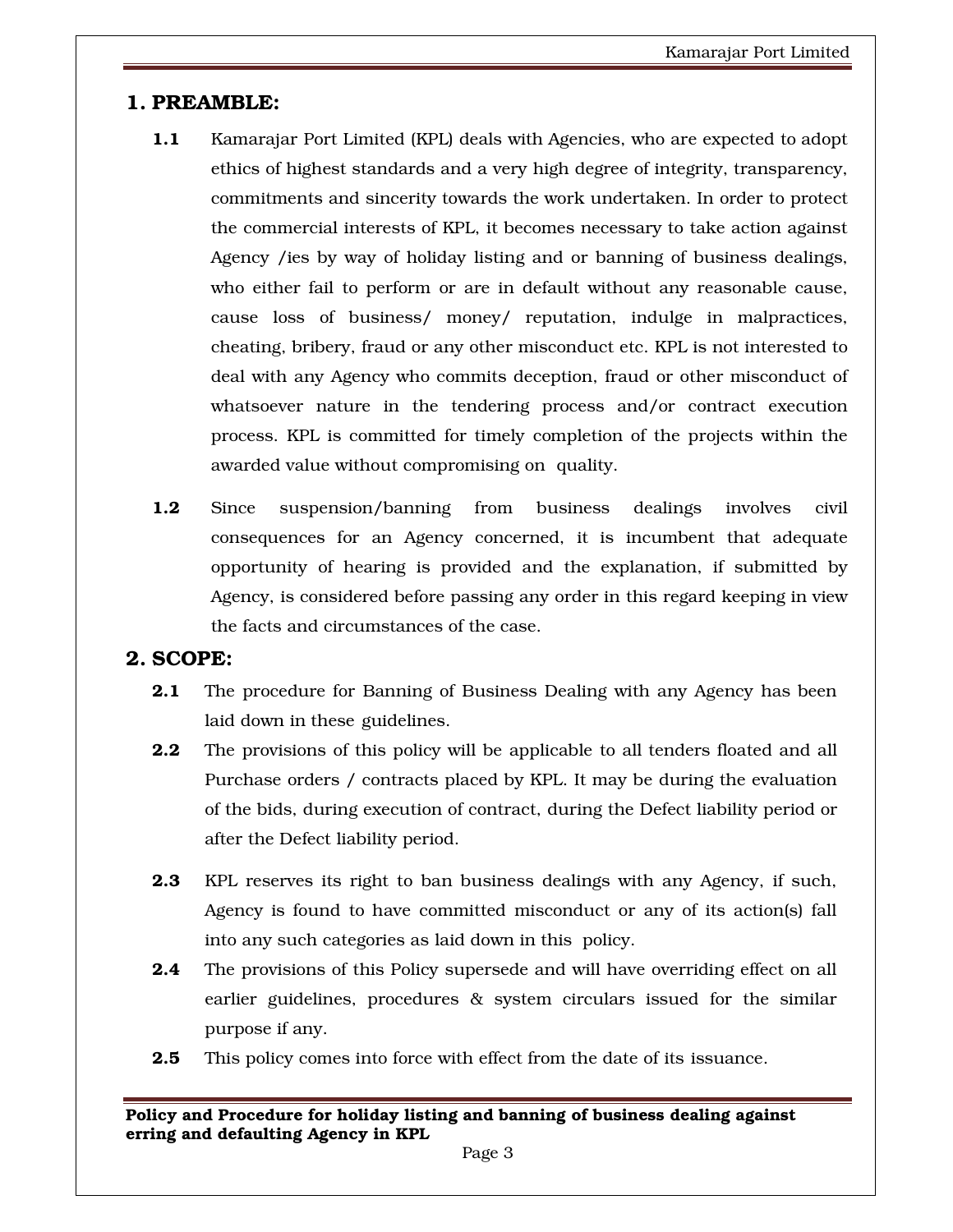## 1. PREAMBLE:

**1.1** Kamarajar Port Limited (KPL) deals with Agencies, who are expected to adopt ethics of highest standards and a very high degree of integrity, transparency, commitments and sincerity towards the work undertaken. In order to protect the commercial interests of KPL, it becomes necessary to take action against Agency /ies by way of holiday listing and or banning of business dealings, who either fail to perform or are in default without any reasonable cause, cause loss of business/ money/ reputation, indulge in malpractices, cheating, bribery, fraud or any other misconduct etc. KPL is not interested to deal with any Agency who commits deception, fraud or other misconduct of whatsoever nature in the tendering process and/or contract execution process. KPL is committed for timely completion of the projects within the awarded value without compromising on quality.

**1.2** Since suspension/banning from business dealings involves civil consequences for an Agency concerned, it is incumbent that adequate opportunity of hearing is provided and the explanation, if submitted by Agency, is considered before passing any order in this regard keeping in view the facts and circumstances of the case.

## 2. SCOPE:

**2.1** The procedure for Banning of Business Dealing with any Agency has been laid down in these guidelines.

**2.2** The provisions of this policy will be applicable to all tenders floated and all Purchase orders / contracts placed by KPL. It may be during the evaluation of the bids, during execution of contract, during the Defect liability period or after the Defect liability period.

**2.3** KPL reserves its right to ban business dealings with any Agency, if such, Agency is found to have committed misconduct or any of its action(s) fall into any such categories as laid down in this policy.

**2.4** The provisions of this Policy supersede and will have overriding effect on all earlier guidelines, procedures & system circulars issued for the similar purpose if any.

**2.5** This policy comes into force with effect from the date of its issuance.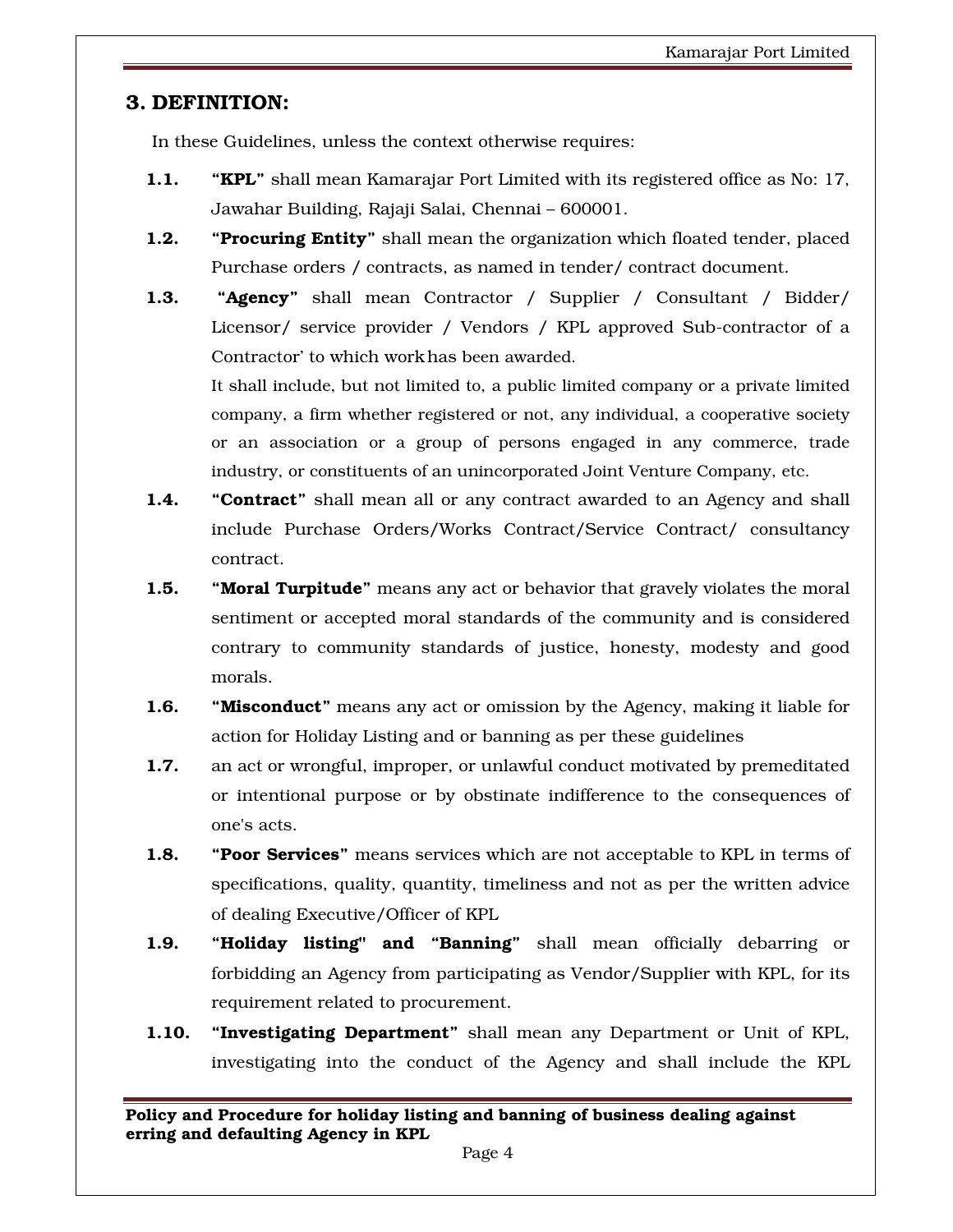## 3. DEFINITION:

In these Guidelines, unless the context otherwise requires:

**1.1.** **"KPL"** shall mean Kamarajar Port Limited with its registered office as No: 17, Jawahar Building, Rajaji Salai, Chennai – 600001.

**1.2.** **"Procuring Entity"** shall mean the organization which floated tender, placed Purchase orders / contracts, as named in tender/ contract document.

**1.3.** **"Agency"** shall mean Contractor / Supplier / Consultant / Bidder/ Licensor/ service provider / Vendors / KPL approved Sub-contractor of a Contractor' to which work has been awarded.

It shall include, but not limited to, a public limited company or a private limited company, a firm whether registered or not, any individual, a cooperative society or an association or a group of persons engaged in any commerce, trade industry, or constituents of an unincorporated Joint Venture Company, etc.

**1.4.** **"Contract"** shall mean all or any contract awarded to an Agency and shall include Purchase Orders/Works Contract/Service Contract/ consultancy contract.

**1.5.** **"Moral Turpitude"** means any act or behavior that gravely violates the moral sentiment or accepted moral standards of the community and is considered contrary to community standards of justice, honesty, modesty and good morals.

**1.6.** **"Misconduct"** means any act or omission by the Agency, making it liable for action for Holiday Listing and or banning as per these guidelines

**1.7.** an act or wrongful, improper, or unlawful conduct motivated by premeditated or intentional purpose or by obstinate indifference to the consequences of one's acts.

**1.8.** **"Poor Services"** means services which are not acceptable to KPL in terms of specifications, quality, quantity, timeliness and not as per the written advice of dealing Executive/Officer of KPL

**1.9.** **"Holiday listing" and "Banning"** shall mean officially debarring or forbidding an Agency from participating as Vendor/Supplier with KPL, for its requirement related to procurement.

**1.10.** **"Investigating Department"** shall mean any Department or Unit of KPL, investigating into the conduct of the Agency and shall include the KPL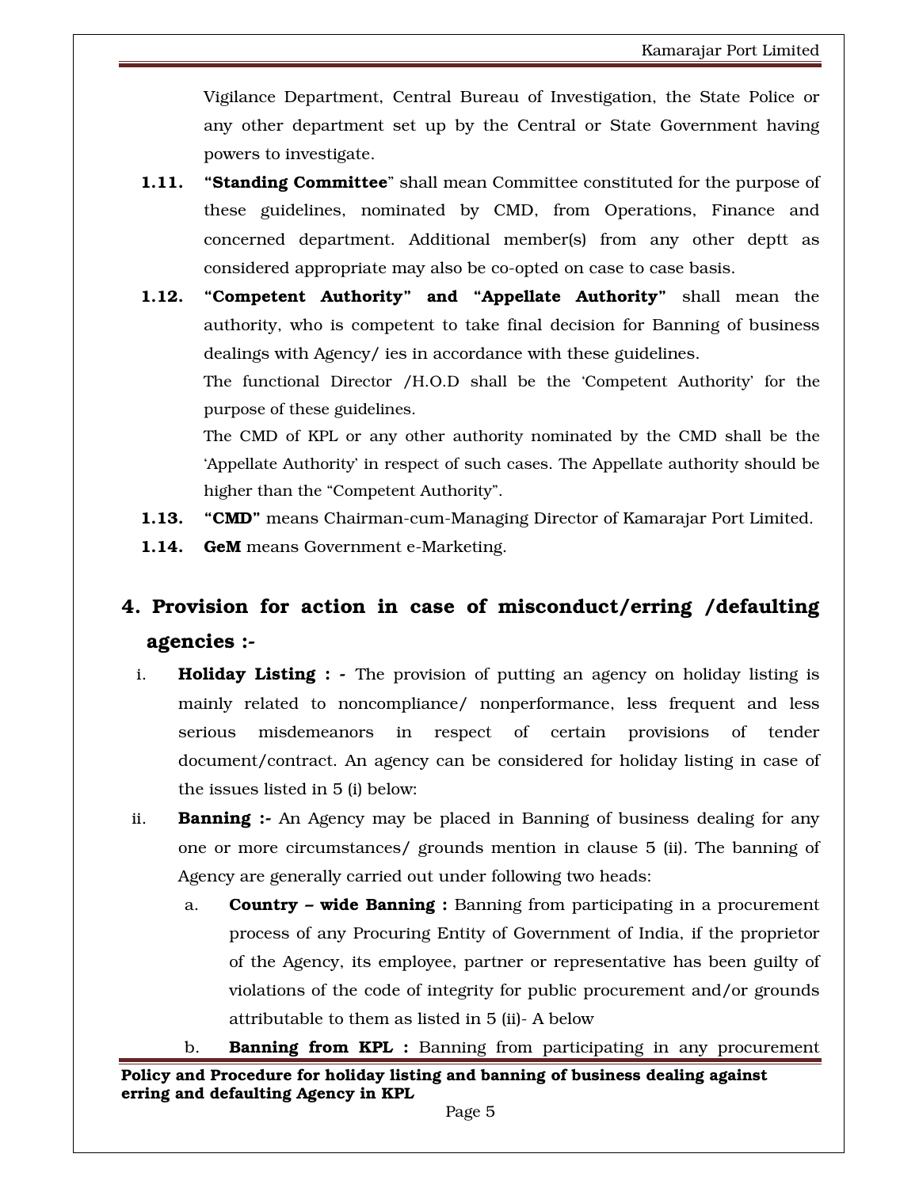Vigilance Department, Central Bureau of Investigation, the State Police or any other department set up by the Central or State Government having powers to investigate.

**1.11.** **"Standing Committee"** shall mean Committee constituted for the purpose of these guidelines, nominated by CMD, from Operations, Finance and concerned department. Additional member(s) from any other deptt as considered appropriate may also be co-opted on case to case basis.

**1.12.** **"Competent Authority" and "Appellate Authority"** shall mean the authority, who is competent to take final decision for Banning of business dealings with Agency/ ies in accordance with these guidelines.

The functional Director /H.O.D shall be the 'Competent Authority' for the purpose of these guidelines.

The CMD of KPL or any other authority nominated by the CMD shall be the 'Appellate Authority' in respect of such cases. The Appellate authority should be higher than the "Competent Authority".

**1.13.** **"CMD"** means Chairman-cum-Managing Director of Kamarajar Port Limited.

**1.14.** **GeM** means Government e-Marketing.

## 4. Provision for action in case of misconduct/erring /defaulting agencies :-

i. **Holiday Listing : -** The provision of putting an agency on holiday listing is mainly related to noncompliance/ nonperformance, less frequent and less serious misdemeanors in respect of certain provisions of tender document/contract. An agency can be considered for holiday listing in case of the issues listed in 5 (i) below:

ii. **Banning :-** An Agency may be placed in Banning of business dealing for any one or more circumstances/ grounds mention in clause 5 (ii). The banning of Agency are generally carried out under following two heads:

a. **Country – wide Banning :** Banning from participating in a procurement process of any Procuring Entity of Government of India, if the proprietor of the Agency, its employee, partner or representative has been guilty of violations of the code of integrity for public procurement and/or grounds attributable to them as listed in 5 (ii)- A below

b. **Banning from KPL :** Banning from participating in any procurement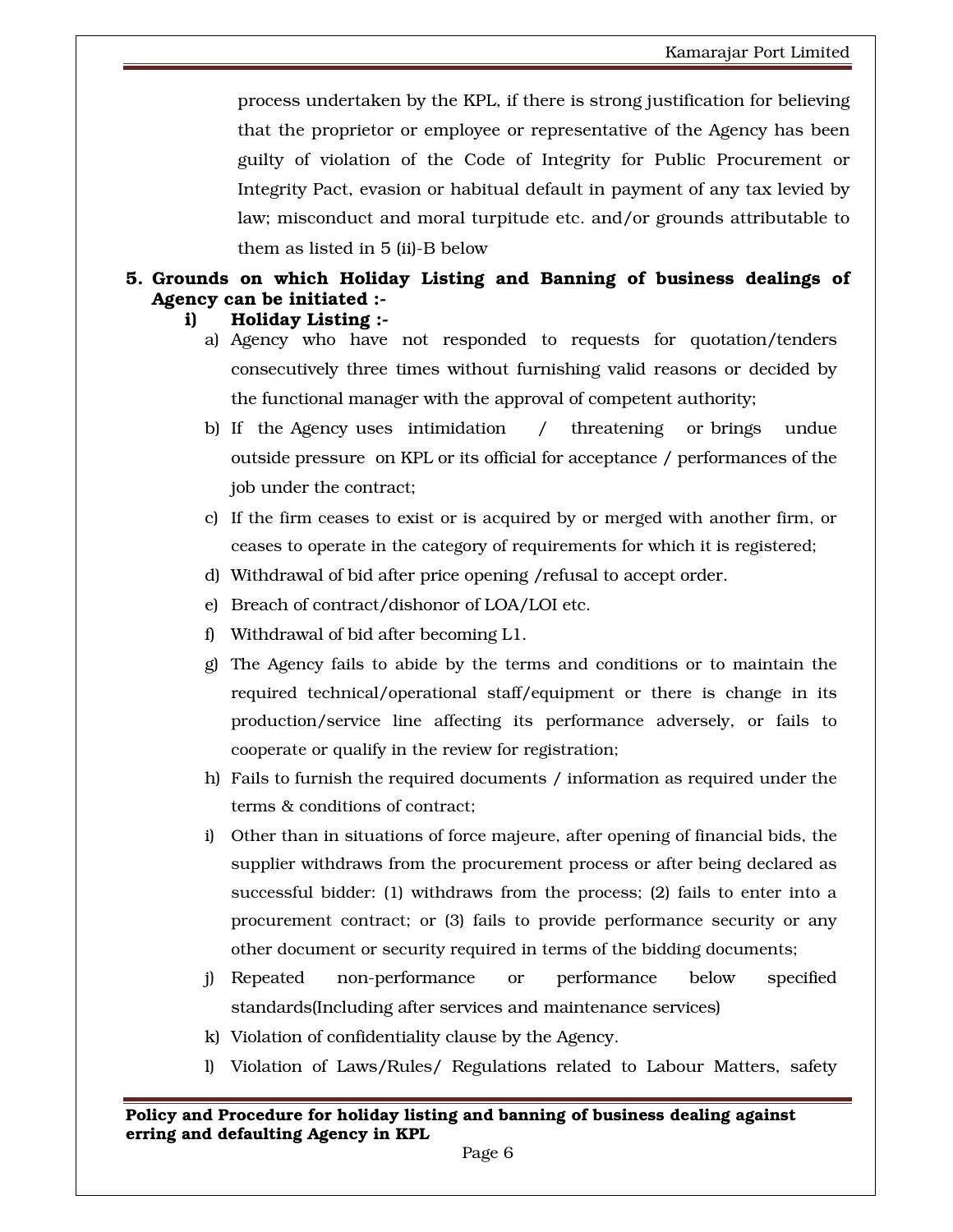process undertaken by the KPL, if there is strong justification for believing that the proprietor or employee or representative of the Agency has been guilty of violation of the Code of Integrity for Public Procurement or Integrity Pact, evasion or habitual default in payment of any tax levied by law; misconduct and moral turpitude etc. and/or grounds attributable to them as listed in 5 (ii)-B below

**5. Grounds on which Holiday Listing and Banning of business dealings of Agency can be initiated :-**

**i) Holiday Listing :-**

a) Agency who have not responded to requests for quotation/tenders consecutively three times without furnishing valid reasons or decided by the functional manager with the approval of competent authority;

b) If the Agency uses intimidation / threatening or brings undue outside pressure on KPL or its official for acceptance / performances of the job under the contract;

c) If the firm ceases to exist or is acquired by or merged with another firm, or ceases to operate in the category of requirements for which it is registered;

d) Withdrawal of bid after price opening /refusal to accept order.

e) Breach of contract/dishonor of LOA/LOI etc.

f) Withdrawal of bid after becoming L1.

g) The Agency fails to abide by the terms and conditions or to maintain the required technical/operational staff/equipment or there is change in its production/service line affecting its performance adversely, or fails to cooperate or qualify in the review for registration;

h) Fails to furnish the required documents / information as required under the terms & conditions of contract;

i) Other than in situations of force majeure, after opening of financial bids, the supplier withdraws from the procurement process or after being declared as successful bidder: (1) withdraws from the process; (2) fails to enter into a procurement contract; or (3) fails to provide performance security or any other document or security required in terms of the bidding documents;

j) Repeated non-performance or performance below specified standards(Including after services and maintenance services)

k) Violation of confidentiality clause by the Agency.

l) Violation of Laws/Rules/ Regulations related to Labour Matters, safety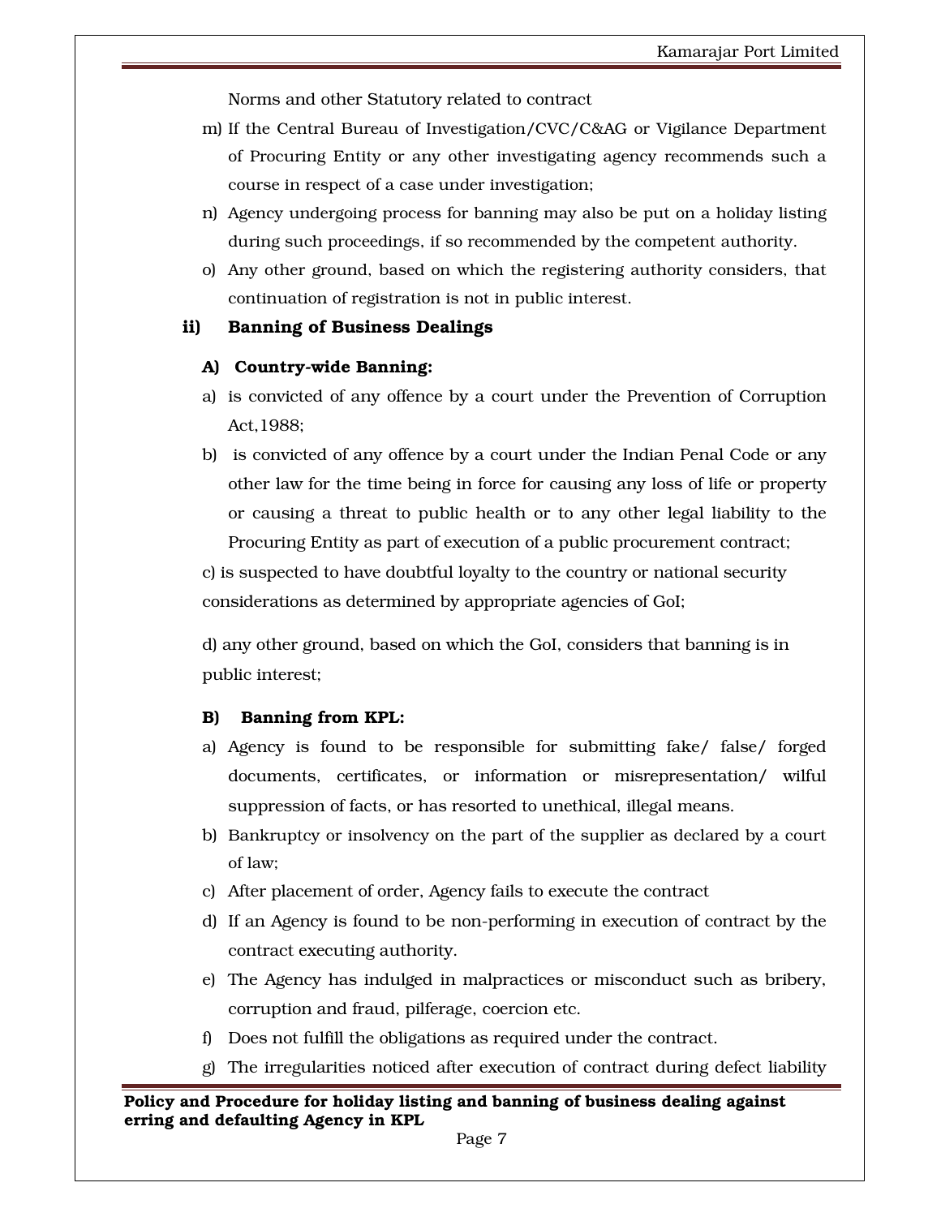Norms and other Statutory related to contract

m) If the Central Bureau of Investigation/CVC/C&AG or Vigilance Department of Procuring Entity or any other investigating agency recommends such a course in respect of a case under investigation;

n) Agency undergoing process for banning may also be put on a holiday listing during such proceedings, if so recommended by the competent authority.

o) Any other ground, based on which the registering authority considers, that continuation of registration is not in public interest.

**ii) Banning of Business Dealings**

**A) Country-wide Banning:**

a) is convicted of any offence by a court under the Prevention of Corruption Act,1988;

b) is convicted of any offence by a court under the Indian Penal Code or any other law for the time being in force for causing any loss of life or property or causing a threat to public health or to any other legal liability to the Procuring Entity as part of execution of a public procurement contract;

c) is suspected to have doubtful loyalty to the country or national security considerations as determined by appropriate agencies of GoI;

d) any other ground, based on which the GoI, considers that banning is in public interest;

**B) Banning from KPL:**

a) Agency is found to be responsible for submitting fake/ false/ forged documents, certificates, or information or misrepresentation/ wilful suppression of facts, or has resorted to unethical, illegal means.

b) Bankruptcy or insolvency on the part of the supplier as declared by a court of law;

c) After placement of order, Agency fails to execute the contract

d) If an Agency is found to be non-performing in execution of contract by the contract executing authority.

e) The Agency has indulged in malpractices or misconduct such as bribery, corruption and fraud, pilferage, coercion etc.

f) Does not fulfill the obligations as required under the contract.

g) The irregularities noticed after execution of contract during defect liability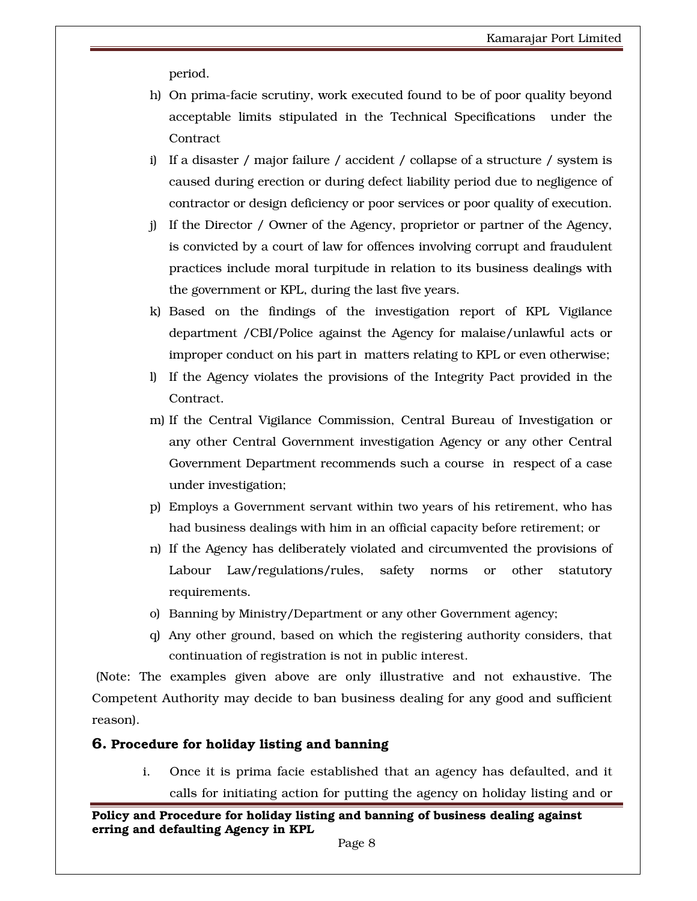period.

h) On prima-facie scrutiny, work executed found to be of poor quality beyond acceptable limits stipulated in the Technical Specifications under the Contract

i) If a disaster / major failure / accident / collapse of a structure / system is caused during erection or during defect liability period due to negligence of contractor or design deficiency or poor services or poor quality of execution.

j) If the Director / Owner of the Agency, proprietor or partner of the Agency, is convicted by a court of law for offences involving corrupt and fraudulent practices include moral turpitude in relation to its business dealings with the government or KPL, during the last five years.

k) Based on the findings of the investigation report of KPL Vigilance department /CBI/Police against the Agency for malaise/unlawful acts or improper conduct on his part in matters relating to KPL or even otherwise;

l) If the Agency violates the provisions of the Integrity Pact provided in the Contract.

m) If the Central Vigilance Commission, Central Bureau of Investigation or any other Central Government investigation Agency or any other Central Government Department recommends such a course in respect of a case under investigation;

p) Employs a Government servant within two years of his retirement, who has had business dealings with him in an official capacity before retirement; or

n) If the Agency has deliberately violated and circumvented the provisions of Labour Law/regulations/rules, safety norms or other statutory requirements.

o) Banning by Ministry/Department or any other Government agency;

q) Any other ground, based on which the registering authority considers, that continuation of registration is not in public interest.

(Note: The examples given above are only illustrative and not exhaustive. The Competent Authority may decide to ban business dealing for any good and sufficient reason).

## 6. Procedure for holiday listing and banning

i. Once it is prima facie established that an agency has defaulted, and it calls for initiating action for putting the agency on holiday listing and or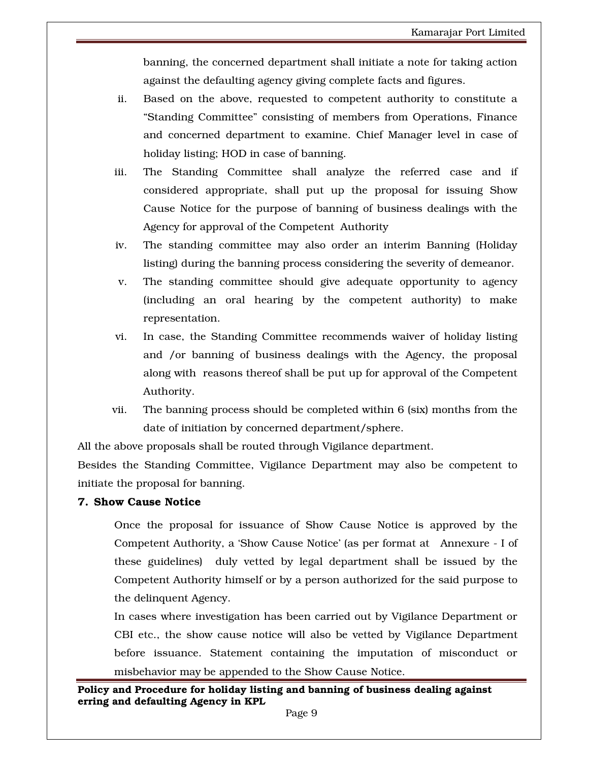banning, the concerned department shall initiate a note for taking action against the defaulting agency giving complete facts and figures.

ii. Based on the above, requested to competent authority to constitute a "Standing Committee" consisting of members from Operations, Finance and concerned department to examine. Chief Manager level in case of holiday listing; HOD in case of banning.

iii. The Standing Committee shall analyze the referred case and if considered appropriate, shall put up the proposal for issuing Show Cause Notice for the purpose of banning of business dealings with the Agency for approval of the Competent Authority

iv. The standing committee may also order an interim Banning (Holiday listing) during the banning process considering the severity of demeanor.

v. The standing committee should give adequate opportunity to agency (including an oral hearing by the competent authority) to make representation.

vi. In case, the Standing Committee recommends waiver of holiday listing and /or banning of business dealings with the Agency, the proposal along with reasons thereof shall be put up for approval of the Competent Authority.

vii. The banning process should be completed within 6 (six) months from the date of initiation by concerned department/sphere.

All the above proposals shall be routed through Vigilance department.

Besides the Standing Committee, Vigilance Department may also be competent to initiate the proposal for banning.

**7. Show Cause Notice**

Once the proposal for issuance of Show Cause Notice is approved by the Competent Authority, a 'Show Cause Notice' (as per format at Annexure - I of these guidelines) duly vetted by legal department shall be issued by the Competent Authority himself or by a person authorized for the said purpose to the delinquent Agency.

In cases where investigation has been carried out by Vigilance Department or CBI etc., the show cause notice will also be vetted by Vigilance Department before issuance. Statement containing the imputation of misconduct or misbehavior may be appended to the Show Cause Notice.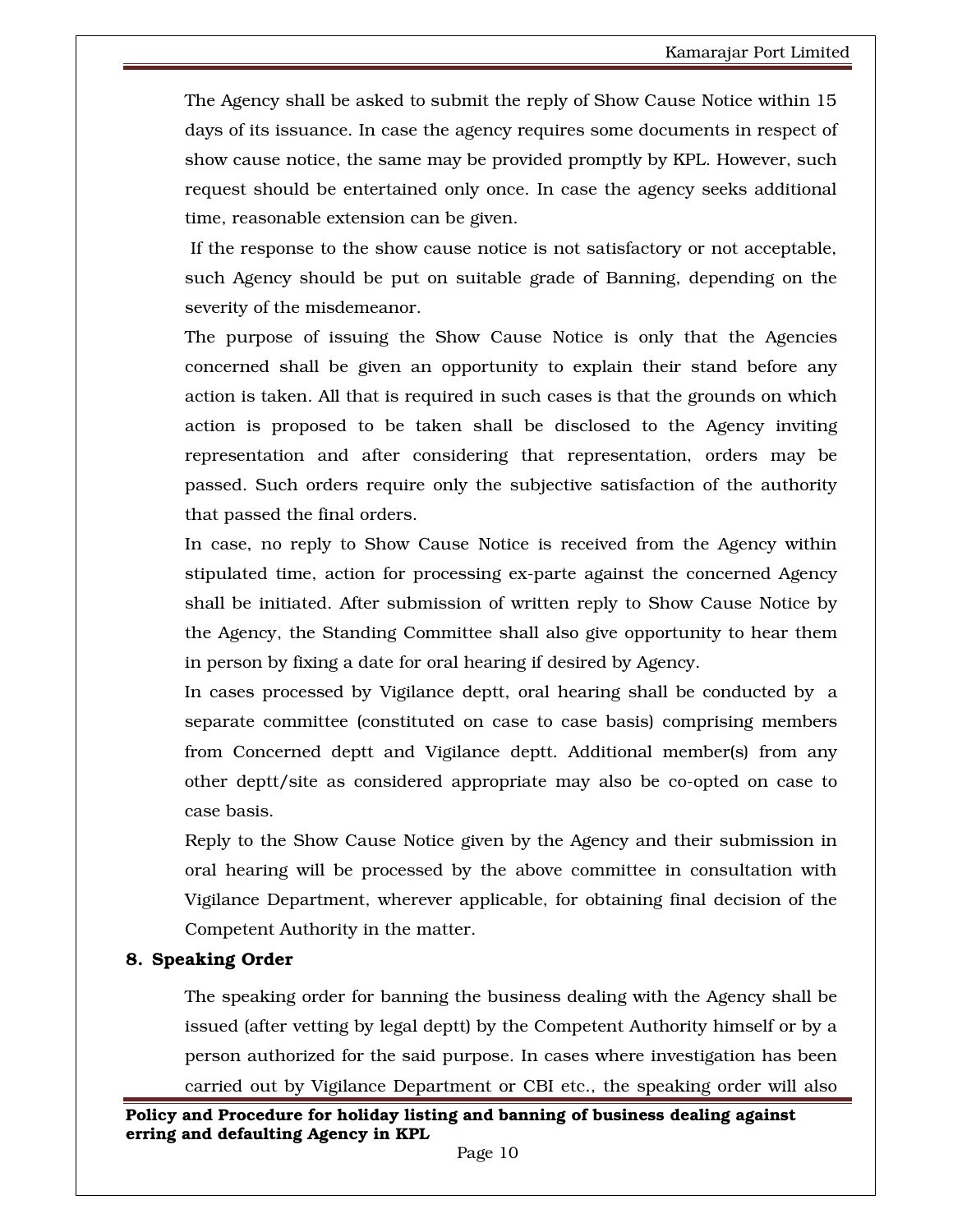The Agency shall be asked to submit the reply of Show Cause Notice within 15 days of its issuance. In case the agency requires some documents in respect of show cause notice, the same may be provided promptly by KPL. However, such request should be entertained only once. In case the agency seeks additional time, reasonable extension can be given.

If the response to the show cause notice is not satisfactory or not acceptable, such Agency should be put on suitable grade of Banning, depending on the severity of the misdemeanor.

The purpose of issuing the Show Cause Notice is only that the Agencies concerned shall be given an opportunity to explain their stand before any action is taken. All that is required in such cases is that the grounds on which action is proposed to be taken shall be disclosed to the Agency inviting representation and after considering that representation, orders may be passed. Such orders require only the subjective satisfaction of the authority that passed the final orders.

In case, no reply to Show Cause Notice is received from the Agency within stipulated time, action for processing ex-parte against the concerned Agency shall be initiated. After submission of written reply to Show Cause Notice by the Agency, the Standing Committee shall also give opportunity to hear them in person by fixing a date for oral hearing if desired by Agency.

In cases processed by Vigilance deptt, oral hearing shall be conducted by a separate committee (constituted on case to case basis) comprising members from Concerned deptt and Vigilance deptt. Additional member(s) from any other deptt/site as considered appropriate may also be co-opted on case to case basis.

Reply to the Show Cause Notice given by the Agency and their submission in oral hearing will be processed by the above committee in consultation with Vigilance Department, wherever applicable, for obtaining final decision of the Competent Authority in the matter.

## 8. Speaking Order

The speaking order for banning the business dealing with the Agency shall be issued (after vetting by legal deptt) by the Competent Authority himself or by a person authorized for the said purpose. In cases where investigation has been carried out by Vigilance Department or CBI etc., the speaking order will also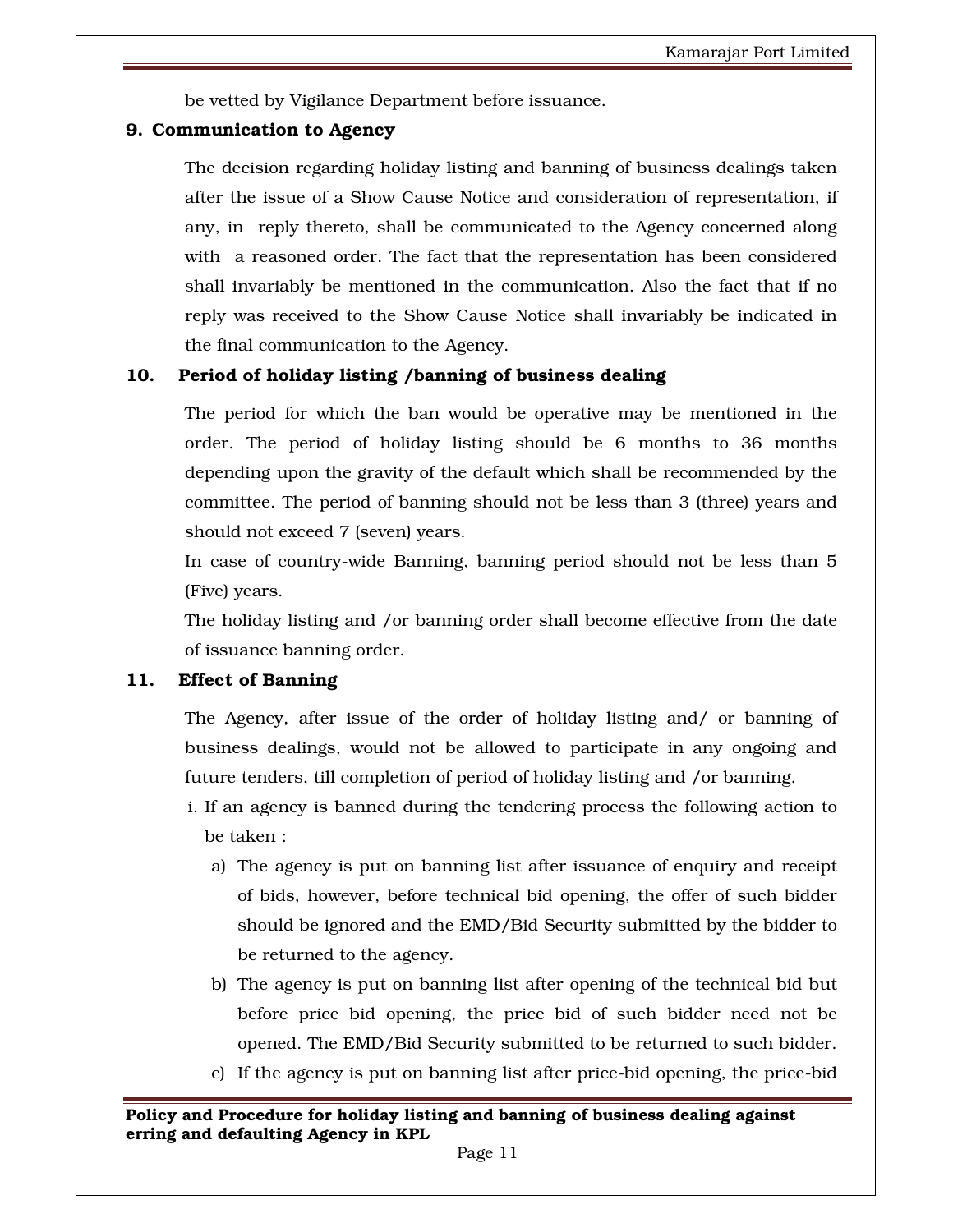be vetted by Vigilance Department before issuance.

## 9. Communication to Agency

The decision regarding holiday listing and banning of business dealings taken after the issue of a Show Cause Notice and consideration of representation, if any, in reply thereto, shall be communicated to the Agency concerned along with a reasoned order. The fact that the representation has been considered shall invariably be mentioned in the communication. Also the fact that if no reply was received to the Show Cause Notice shall invariably be indicated in the final communication to the Agency.

## 10. Period of holiday listing /banning of business dealing

The period for which the ban would be operative may be mentioned in the order. The period of holiday listing should be 6 months to 36 months depending upon the gravity of the default which shall be recommended by the committee. The period of banning should not be less than 3 (three) years and should not exceed 7 (seven) years.

In case of country-wide Banning, banning period should not be less than 5 (Five) years.

The holiday listing and /or banning order shall become effective from the date of issuance banning order.

## 11. Effect of Banning

The Agency, after issue of the order of holiday listing and/ or banning of business dealings, would not be allowed to participate in any ongoing and future tenders, till completion of period of holiday listing and /or banning.

i. If an agency is banned during the tendering process the following action to be taken :

   a) The agency is put on banning list after issuance of enquiry and receipt of bids, however, before technical bid opening, the offer of such bidder should be ignored and the EMD/Bid Security submitted by the bidder to be returned to the agency.

   b) The agency is put on banning list after opening of the technical bid but before price bid opening, the price bid of such bidder need not be opened. The EMD/Bid Security submitted to be returned to such bidder.

   c) If the agency is put on banning list after price-bid opening, the price-bid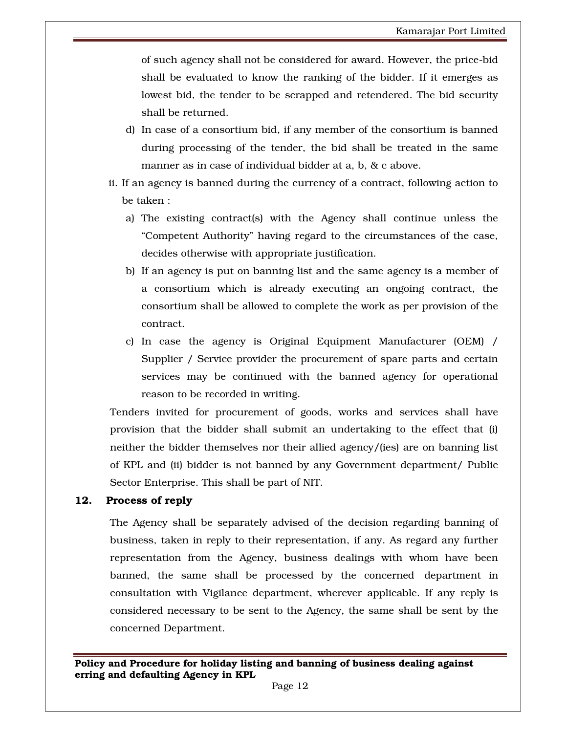of such agency shall not be considered for award. However, the price-bid shall be evaluated to know the ranking of the bidder. If it emerges as lowest bid, the tender to be scrapped and retendered. The bid security shall be returned.

d) In case of a consortium bid, if any member of the consortium is banned during processing of the tender, the bid shall be treated in the same manner as in case of individual bidder at a, b, & c above.

ii. If an agency is banned during the currency of a contract, following action to be taken :

a) The existing contract(s) with the Agency shall continue unless the "Competent Authority" having regard to the circumstances of the case, decides otherwise with appropriate justification.

b) If an agency is put on banning list and the same agency is a member of a consortium which is already executing an ongoing contract, the consortium shall be allowed to complete the work as per provision of the contract.

c) In case the agency is Original Equipment Manufacturer (OEM) / Supplier / Service provider the procurement of spare parts and certain services may be continued with the banned agency for operational reason to be recorded in writing.

Tenders invited for procurement of goods, works and services shall have provision that the bidder shall submit an undertaking to the effect that (i) neither the bidder themselves nor their allied agency/(ies) are on banning list of KPL and (ii) bidder is not banned by any Government department/ Public Sector Enterprise. This shall be part of NIT.

## 12. Process of reply

The Agency shall be separately advised of the decision regarding banning of business, taken in reply to their representation, if any. As regard any further representation from the Agency, business dealings with whom have been banned, the same shall be processed by the concerned department in consultation with Vigilance department, wherever applicable. If any reply is considered necessary to be sent to the Agency, the same shall be sent by the concerned Department.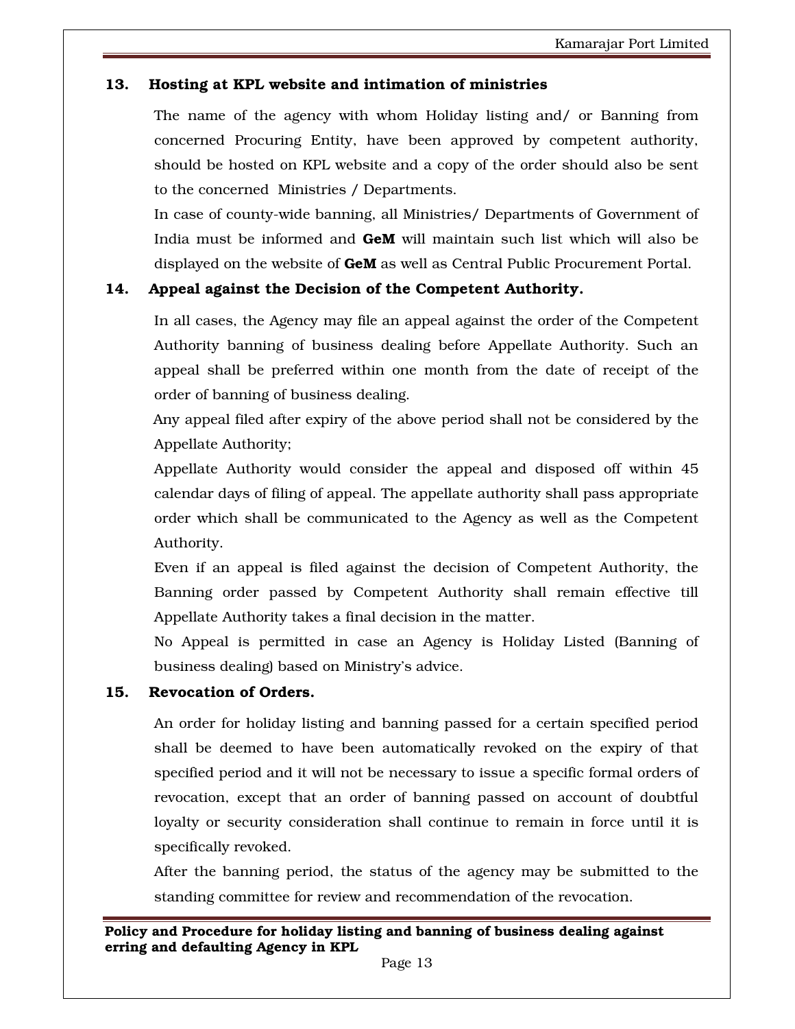**13. Hosting at KPL website and intimation of ministries**

The name of the agency with whom Holiday listing and/ or Banning from concerned Procuring Entity, have been approved by competent authority, should be hosted on KPL website and a copy of the order should also be sent to the concerned Ministries / Departments.

In case of county-wide banning, all Ministries/ Departments of Government of India must be informed and **GeM** will maintain such list which will also be displayed on the website of **GeM** as well as Central Public Procurement Portal.

**14. Appeal against the Decision of the Competent Authority.**

In all cases, the Agency may file an appeal against the order of the Competent Authority banning of business dealing before Appellate Authority. Such an appeal shall be preferred within one month from the date of receipt of the order of banning of business dealing.

Any appeal filed after expiry of the above period shall not be considered by the Appellate Authority;

Appellate Authority would consider the appeal and disposed off within 45 calendar days of filing of appeal. The appellate authority shall pass appropriate order which shall be communicated to the Agency as well as the Competent Authority.

Even if an appeal is filed against the decision of Competent Authority, the Banning order passed by Competent Authority shall remain effective till Appellate Authority takes a final decision in the matter.

No Appeal is permitted in case an Agency is Holiday Listed (Banning of business dealing) based on Ministry's advice.

**15. Revocation of Orders.**

An order for holiday listing and banning passed for a certain specified period shall be deemed to have been automatically revoked on the expiry of that specified period and it will not be necessary to issue a specific formal orders of revocation, except that an order of banning passed on account of doubtful loyalty or security consideration shall continue to remain in force until it is specifically revoked.

After the banning period, the status of the agency may be submitted to the standing committee for review and recommendation of the revocation.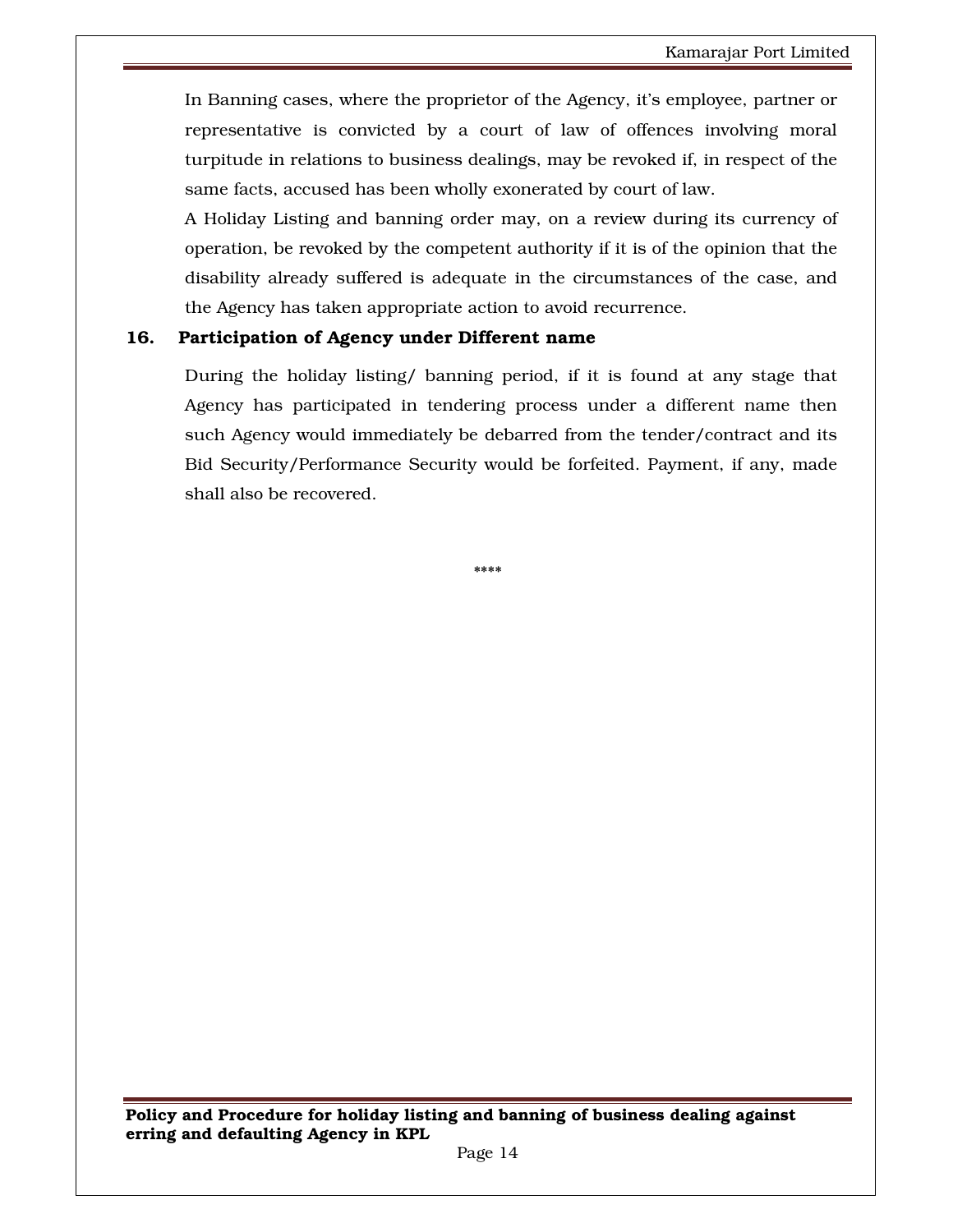In Banning cases, where the proprietor of the Agency, it's employee, partner or representative is convicted by a court of law of offences involving moral turpitude in relations to business dealings, may be revoked if, in respect of the same facts, accused has been wholly exonerated by court of law.

A Holiday Listing and banning order may, on a review during its currency of operation, be revoked by the competent authority if it is of the opinion that the disability already suffered is adequate in the circumstances of the case, and the Agency has taken appropriate action to avoid recurrence.

**16. Participation of Agency under Different name**

During the holiday listing/ banning period, if it is found at any stage that Agency has participated in tendering process under a different name then such Agency would immediately be debarred from the tender/contract and its Bid Security/Performance Security would be forfeited. Payment, if any, made shall also be recovered.

****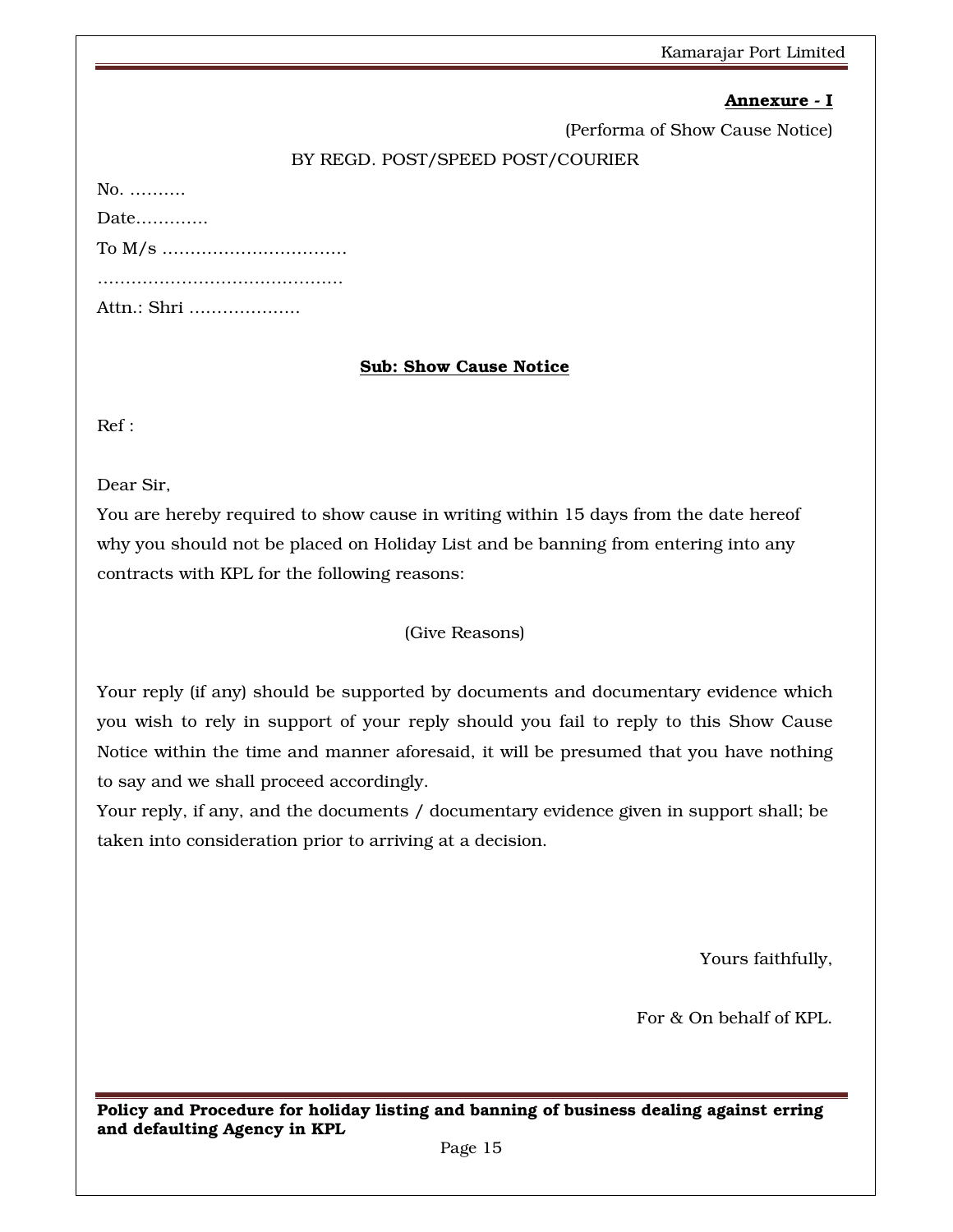**Annexure - I**

(Performa of Show Cause Notice)

BY REGD. POST/SPEED POST/COURIER

No. ..........

Date.............

To M/s ................................

...........................................

Attn.: Shri ....................

**Sub: Show Cause Notice**

Ref :

Dear Sir,

You are hereby required to show cause in writing within 15 days from the date hereof why you should not be placed on Holiday List and be banning from entering into any contracts with KPL for the following reasons:

(Give Reasons)

Your reply (if any) should be supported by documents and documentary evidence which you wish to rely in support of your reply should you fail to reply to this Show Cause Notice within the time and manner aforesaid, it will be presumed that you have nothing to say and we shall proceed accordingly.

Your reply, if any, and the documents / documentary evidence given in support shall; be taken into consideration prior to arriving at a decision.

Yours faithfully,

For & On behalf of KPL.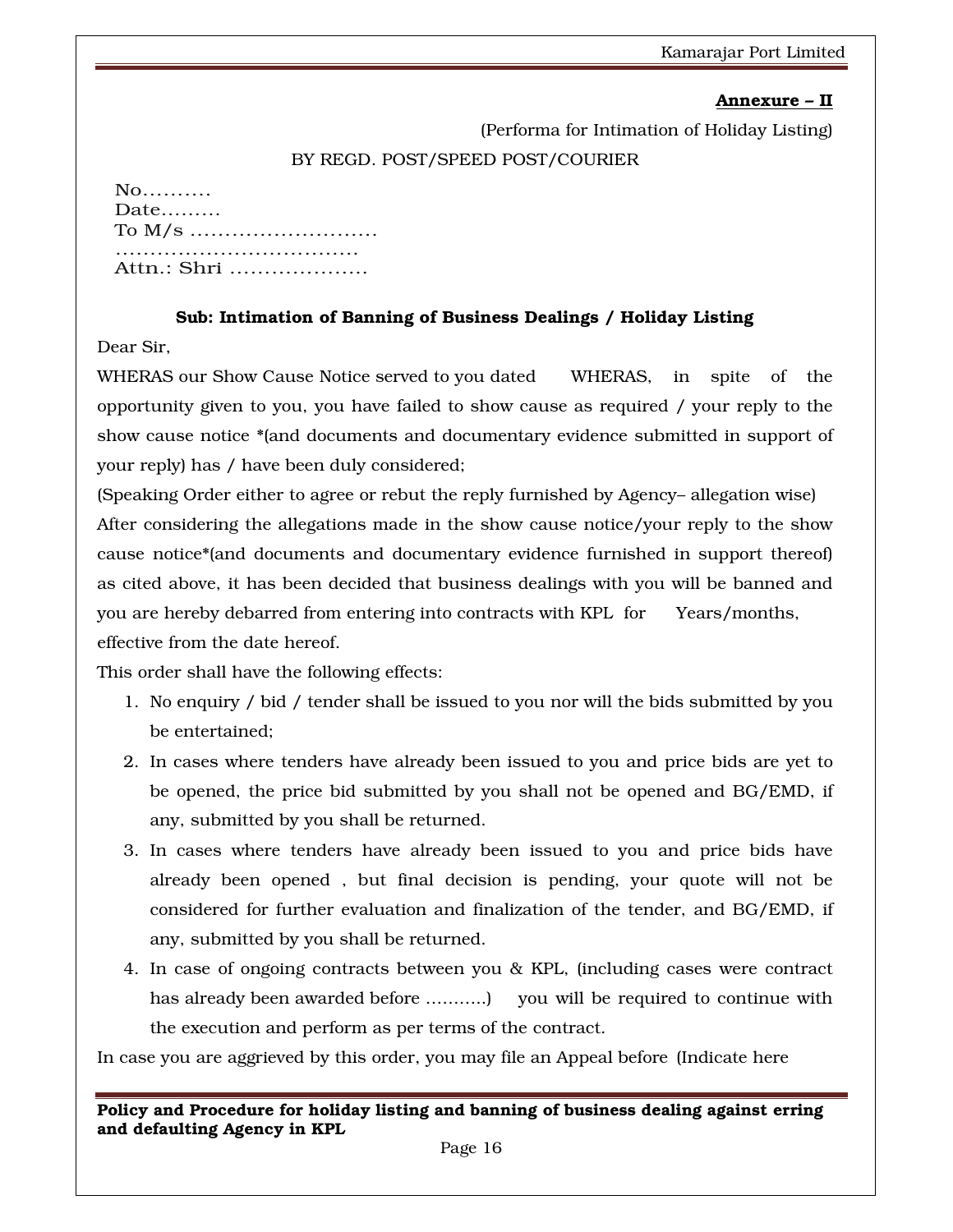**Annexure – II**

(Performa for Intimation of Holiday Listing)

BY REGD. POST/SPEED POST/COURIER

No..........
Date.........
To M/s ...........................
...................................
Attn.: Shri ....................

**Sub: Intimation of Banning of Business Dealings / Holiday Listing**

Dear Sir,

WHERAS our Show Cause Notice served to you dated WHERAS, in spite of the opportunity given to you, you have failed to show cause as required / your reply to the show cause notice *(and documents and documentary evidence submitted in support of your reply) has / have been duly considered;

(Speaking Order either to agree or rebut the reply furnished by Agency– allegation wise)

After considering the allegations made in the show cause notice/your reply to the show cause notice*(and documents and documentary evidence furnished in support thereof) as cited above, it has been decided that business dealings with you will be banned and you are hereby debarred from entering into contracts with KPL for Years/months, effective from the date hereof.

This order shall have the following effects:

1. No enquiry / bid / tender shall be issued to you nor will the bids submitted by you be entertained;
2. In cases where tenders have already been issued to you and price bids are yet to be opened, the price bid submitted by you shall not be opened and BG/EMD, if any, submitted by you shall be returned.
3. In cases where tenders have already been issued to you and price bids have already been opened , but final decision is pending, your quote will not be considered for further evaluation and finalization of the tender, and BG/EMD, if any, submitted by you shall be returned.
4. In case of ongoing contracts between you & KPL, (including cases were contract has already been awarded before ...........) you will be required to continue with the execution and perform as per terms of the contract.

In case you are aggrieved by this order, you may file an Appeal before (Indicate here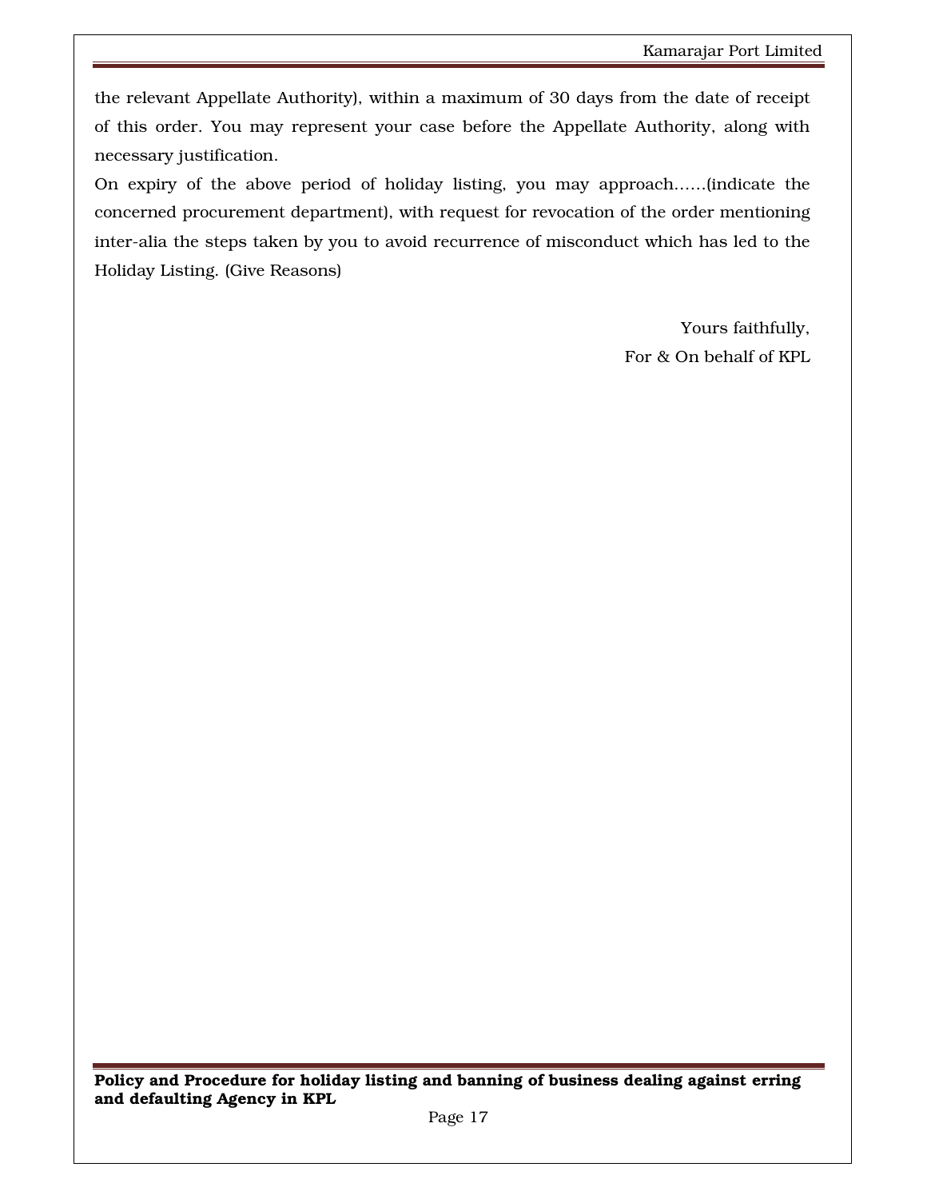the relevant Appellate Authority), within a maximum of 30 days from the date of receipt of this order. You may represent your case before the Appellate Authority, along with necessary justification.

On expiry of the above period of holiday listing, you may approach……(indicate the concerned procurement department), with request for revocation of the order mentioning inter-alia the steps taken by you to avoid recurrence of misconduct which has led to the Holiday Listing. (Give Reasons)

Yours faithfully,

For & On behalf of KPL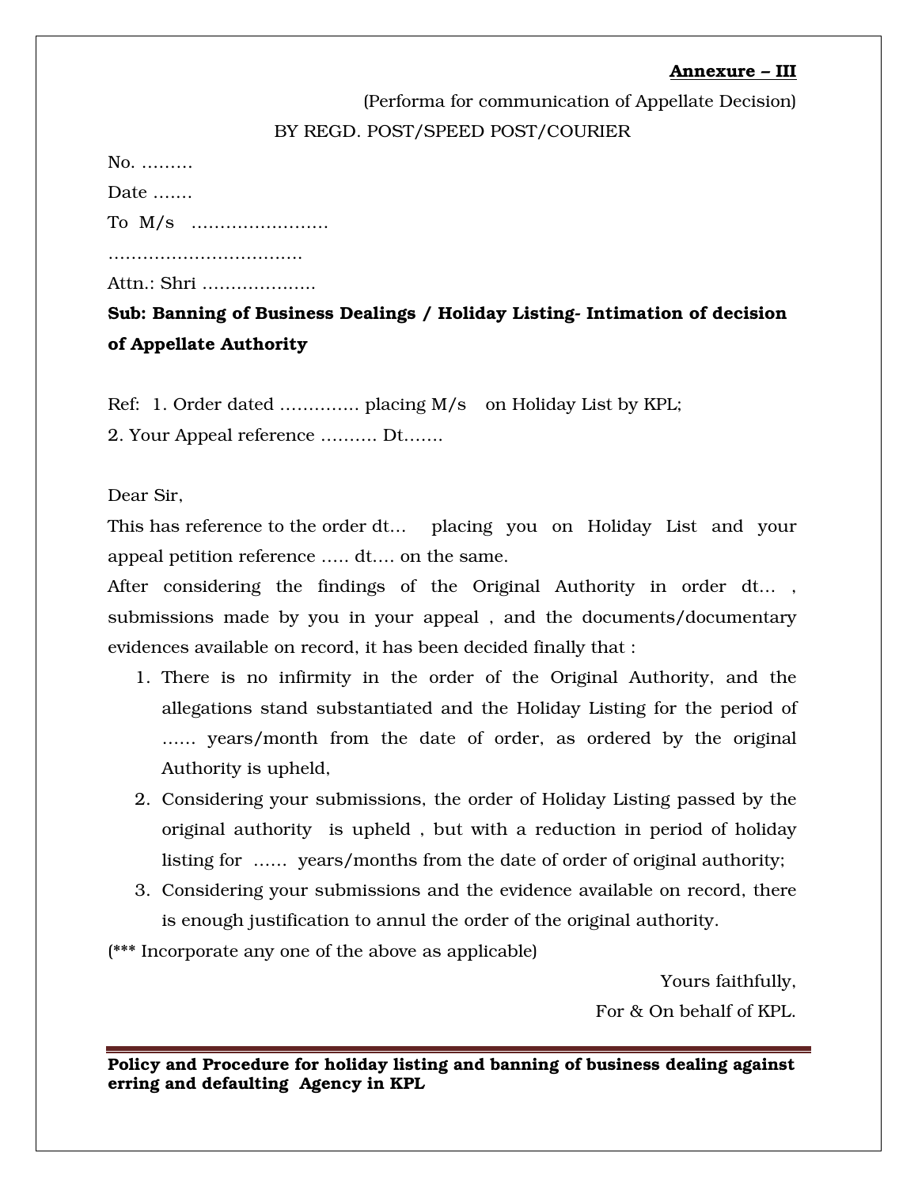**Annexure – III**

(Performa for communication of Appellate Decision)

BY REGD. POST/SPEED POST/COURIER

No. ………

Date …….

To M/s ……………………

……………………………

Attn.: Shri ………………..

**Sub: Banning of Business Dealings / Holiday Listing- Intimation of decision of Appellate Authority**

Ref: 1. Order dated …………. placing M/s on Holiday List by KPL;

2. Your Appeal reference ………. Dt…….

Dear Sir,

This has reference to the order dt… placing you on Holiday List and your appeal petition reference ….. dt…. on the same.

After considering the findings of the Original Authority in order dt… , submissions made by you in your appeal , and the documents/documentary evidences available on record, it has been decided finally that :

1. There is no infirmity in the order of the Original Authority, and the allegations stand substantiated and the Holiday Listing for the period of …… years/month from the date of order, as ordered by the original Authority is upheld,
2. Considering your submissions, the order of Holiday Listing passed by the original authority is upheld , but with a reduction in period of holiday listing for …… years/months from the date of order of original authority;
3. Considering your submissions and the evidence available on record, there is enough justification to annul the order of the original authority.

(*** Incorporate any one of the above as applicable)

Yours faithfully,

For & On behalf of KPL.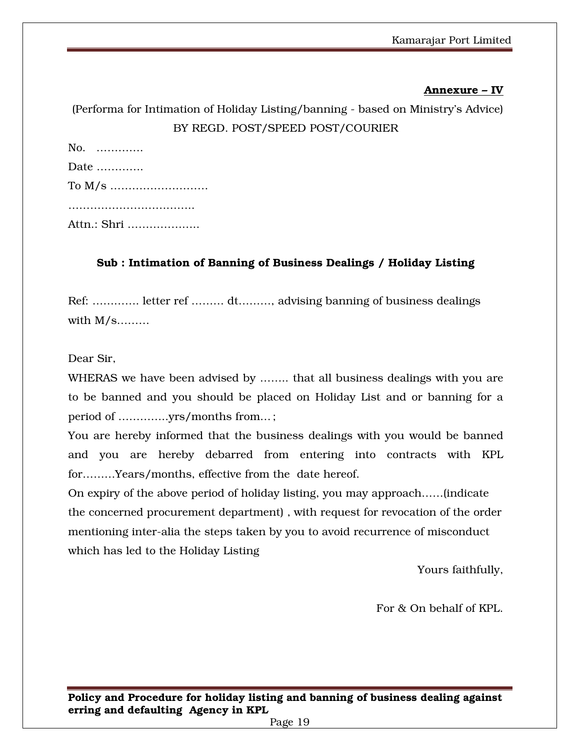**Annexure – IV**

(Performa for Intimation of Holiday Listing/banning - based on Ministry's Advice)

BY REGD. POST/SPEED POST/COURIER

No. ………….

Date ………….

To M/s ……………………….

………………………………

Attn.: Shri ………………..

**Sub : Intimation of Banning of Business Dealings / Holiday Listing**

Ref: …………. letter ref ……… dt………, advising banning of business dealings with M/s………

Dear Sir,

WHERAS we have been advised by …….. that all business dealings with you are to be banned and you should be placed on Holiday List and or banning for a period of ………….yrs/months from… ;

You are hereby informed that the business dealings with you would be banned and you are hereby debarred from entering into contracts with KPL for………Years/months, effective from the date hereof.

On expiry of the above period of holiday listing, you may approach……(indicate the concerned procurement department) , with request for revocation of the order mentioning inter-alia the steps taken by you to avoid recurrence of misconduct which has led to the Holiday Listing

Yours faithfully,

For & On behalf of KPL.